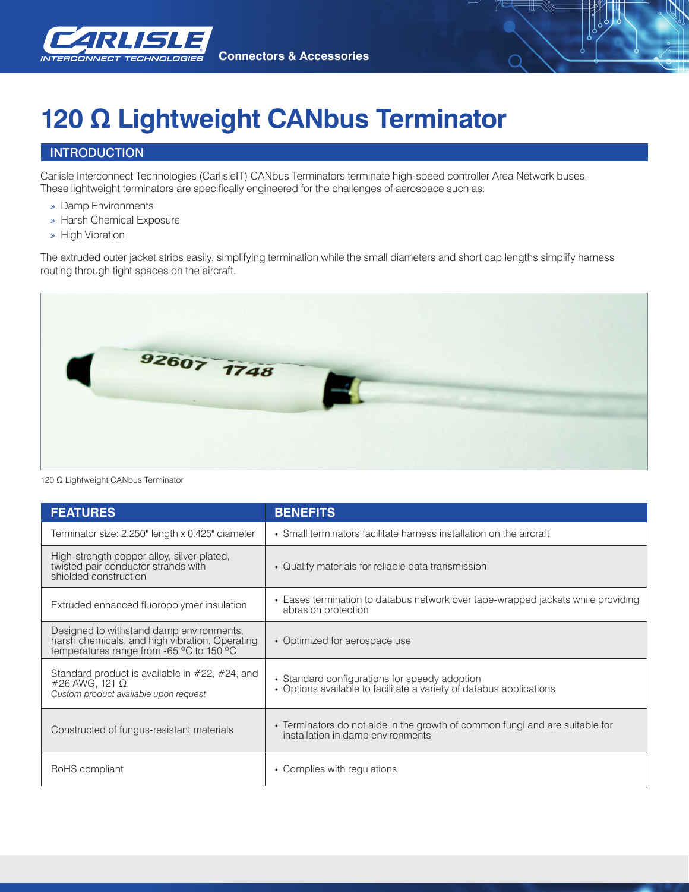# 120 Ω Lightweight CANbus Terminator

## INTRODUCTION

Carlisle Interconnect Technologies (CarlisleIT) CANbus Terminators terminate high-speed controller Area Network buses. These lightweight terminators are specifically engineered for the challenges of aerospace such as:

- Damp Environments
- Harsh Chemical Exposure
- High Vibration

The extruded outer jacket strips easily, simplifying termination while the small diameters and short cap lengths simplify harness routing through tight spaces on the aircraft.

120 Ω Lightweight CANbus Terminator

| FEATURES | BENEFITS |
|---|---|
| Terminator size: 2.250" length x 0.425" diameter | • Small terminators facilitate harness installation on the aircraft |
| High-strength copper alloy, silver-plated, twisted pair conductor strands with shielded construction | • Quality materials for reliable data transmission |
| Extruded enhanced fluoropolymer insulation | • Eases termination to databus network over tape-wrapped jackets while providing abrasion protection |
| Designed to withstand damp environments, harsh chemicals, and high vibration. Operating temperatures range from -65 °C to 150 °C | • Optimized for aerospace use |
| Standard product is available in #22, #24, and #26 AWG, 121 Ω. *Custom product available upon request* | • Standard configurations for speedy adoption • Options available to facilitate a variety of databus applications |
| Constructed of fungus-resistant materials | • Terminators do not aide in the growth of common fungi and are suitable for installation in damp environments |
| RoHS compliant | • Complies with regulations |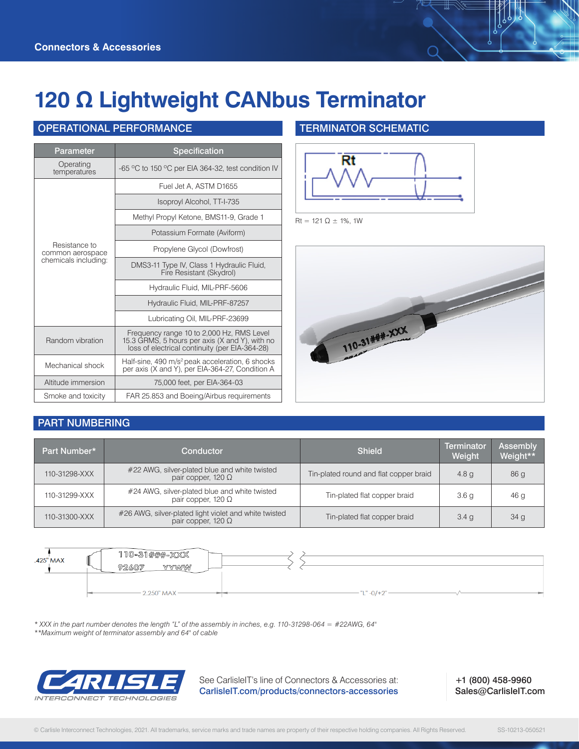Connectors & Accessories

# 120 Ω Lightweight CANbus Terminator

## OPERATIONAL PERFORMANCE

| Parameter | Specification |
|---|---|
| Operating temperatures | -65 °C to 150 °C per EIA 364-32, test condition IV |
| Resistance to common aerospace chemicals including: | Fuel Jet A, ASTM D1655 |
| | Isopropyl Alcohol, TT-I-735 |
| | Methyl Propyl Ketone, BMS11-9, Grade 1 |
| | Potassium Formate (Aviform) |
| | Propylene Glycol (Dowfrost) |
| | DMS3-11 Type IV, Class 1 Hydraulic Fluid, Fire Resistant (Skydrol) |
| | Hydraulic Fluid, MIL-PRF-5606 |
| | Hydraulic Fluid, MIL-PRF-87257 |
| | Lubricating Oil, MIL-PRF-23699 |
| Random vibration | Frequency range 10 to 2,000 Hz, RMS Level 15.3 GRMS, 5 hours per axis (X and Y), with no loss of electrical continuity (per EIA-364-28) |
| Mechanical shock | Half-sine, 490 m/s² peak acceleration, 6 shocks per axis (X and Y), per EIA-364-27, Condition A |
| Altitude immersion | 75,000 feet, per EIA-364-03 |
| Smoke and toxicity | FAR 25.853 and Boeing/Airbus requirements |

## TERMINATOR SCHEMATIC

Rt

Rt = 121 Ω ± 1%, 1W

110-31###-XXX

## PART NUMBERING

| Part Number* | Conductor | Shield | Terminator Weight | Assembly Weight** |
|---|---|---|---|---|
| 110-31298-XXX | #22 AWG, silver-plated blue and white twisted pair copper, 120 Ω | Tin-plated round and flat copper braid | 4.8 g | 86 g |
| 110-31299-XXX | #24 AWG, silver-plated blue and white twisted pair copper, 120 Ω | Tin-plated flat copper braid | 3.6 g | 46 g |
| 110-31300-XXX | #26 AWG, silver-plated light violet and white twisted pair copper, 120 Ω | Tin-plated flat copper braid | 3.4 g | 34 g |

.425" MAX

110-31###-XXX

92607 YYWW

2.250" MAX

"L" -0/+2"

*\* XXX in the part number denotes the length "L" of the assembly in inches, e.g. 110-31298-064 = #22AWG, 64"*
*\*\*Maximum weight of terminator assembly and 64" of cable*

CARLISLE INTERCONNECT TECHNOLOGIES

See CarlisleIT's line of Connectors & Accessories at:
CarlisleIT.com/products/connectors-accessories

+1 (800) 458-9960
Sales@CarlisleIT.com

© Carlisle Interconnect Technologies. 2021. All trademarks, service marks and trade names are property of their respective holding companies. All Rights Reserved.

SS-10213-050521